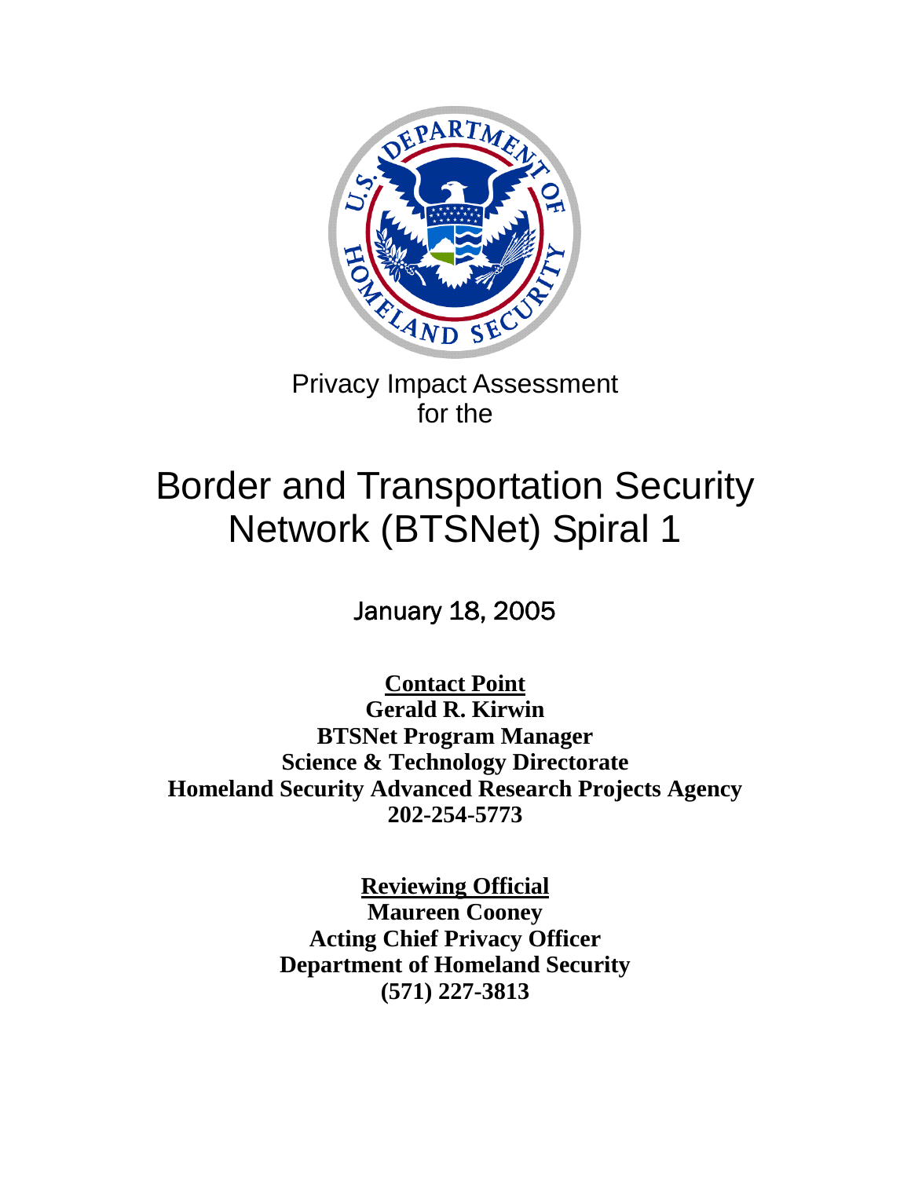Privacy Impact Assessment
for the

# Border and Transportation Security Network (BTSNet) Spiral 1

January 18, 2005

**Contact Point**
**Gerald R. Kirwin**
**BTSNet Program Manager**
**Science & Technology Directorate**
**Homeland Security Advanced Research Projects Agency**
**202-254-5773**

**Reviewing Official**
**Maureen Cooney**
**Acting Chief Privacy Officer**
**Department of Homeland Security**
**(571) 227-3813**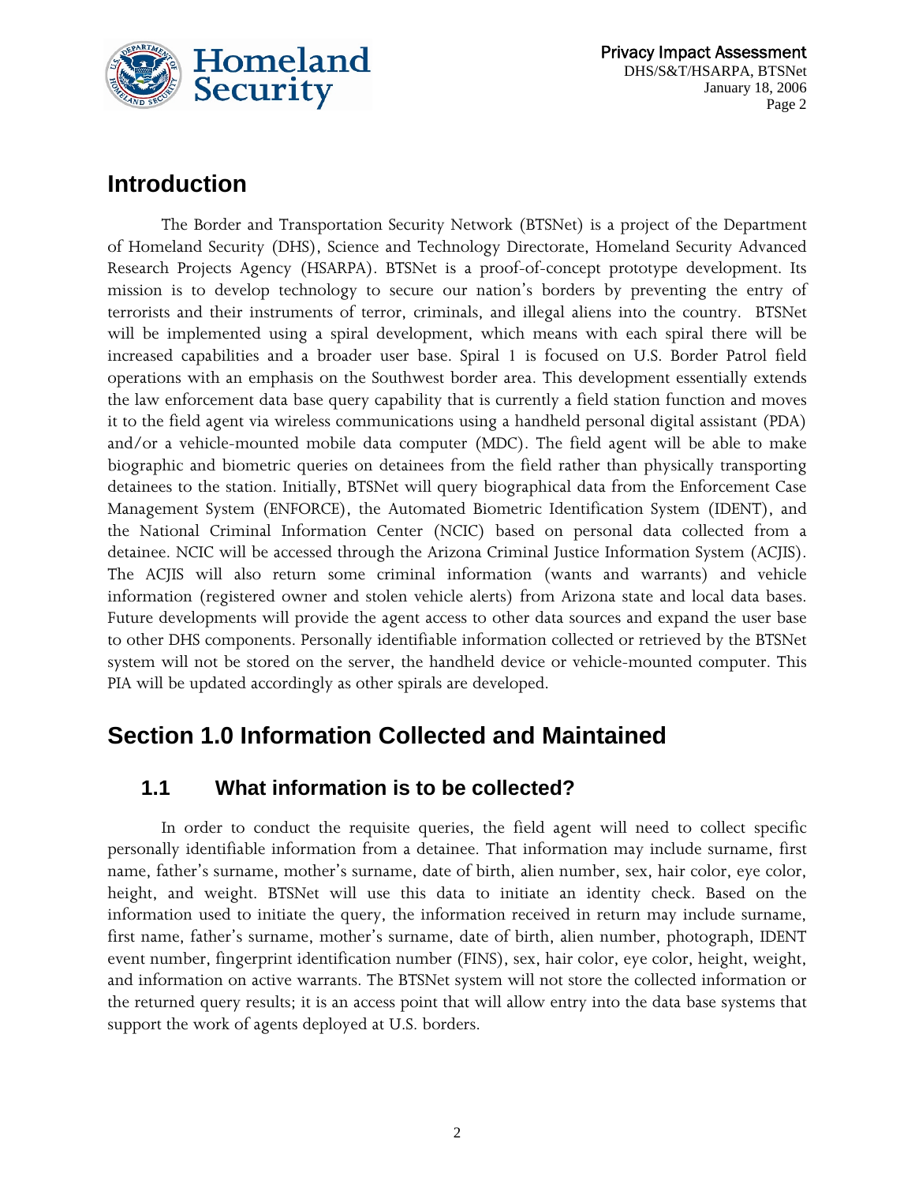## Introduction

The Border and Transportation Security Network (BTSNet) is a project of the Department of Homeland Security (DHS), Science and Technology Directorate, Homeland Security Advanced Research Projects Agency (HSARPA). BTSNet is a proof-of-concept prototype development. Its mission is to develop technology to secure our nation's borders by preventing the entry of terrorists and their instruments of terror, criminals, and illegal aliens into the country. BTSNet will be implemented using a spiral development, which means with each spiral there will be increased capabilities and a broader user base. Spiral 1 is focused on U.S. Border Patrol field operations with an emphasis on the Southwest border area. This development essentially extends the law enforcement data base query capability that is currently a field station function and moves it to the field agent via wireless communications using a handheld personal digital assistant (PDA) and/or a vehicle-mounted mobile data computer (MDC). The field agent will be able to make biographic and biometric queries on detainees from the field rather than physically transporting detainees to the station. Initially, BTSNet will query biographical data from the Enforcement Case Management System (ENFORCE), the Automated Biometric Identification System (IDENT), and the National Criminal Information Center (NCIC) based on personal data collected from a detainee. NCIC will be accessed through the Arizona Criminal Justice Information System (ACJIS). The ACJIS will also return some criminal information (wants and warrants) and vehicle information (registered owner and stolen vehicle alerts) from Arizona state and local data bases. Future developments will provide the agent access to other data sources and expand the user base to other DHS components. Personally identifiable information collected or retrieved by the BTSNet system will not be stored on the server, the handheld device or vehicle-mounted computer. This PIA will be updated accordingly as other spirals are developed.

## Section 1.0 Information Collected and Maintained

### 1.1 What information is to be collected?

In order to conduct the requisite queries, the field agent will need to collect specific personally identifiable information from a detainee. That information may include surname, first name, father's surname, mother's surname, date of birth, alien number, sex, hair color, eye color, height, and weight. BTSNet will use this data to initiate an identity check. Based on the information used to initiate the query, the information received in return may include surname, first name, father's surname, mother's surname, date of birth, alien number, photograph, IDENT event number, fingerprint identification number (FINS), sex, hair color, eye color, height, weight, and information on active warrants. The BTSNet system will not store the collected information or the returned query results; it is an access point that will allow entry into the data base systems that support the work of agents deployed at U.S. borders.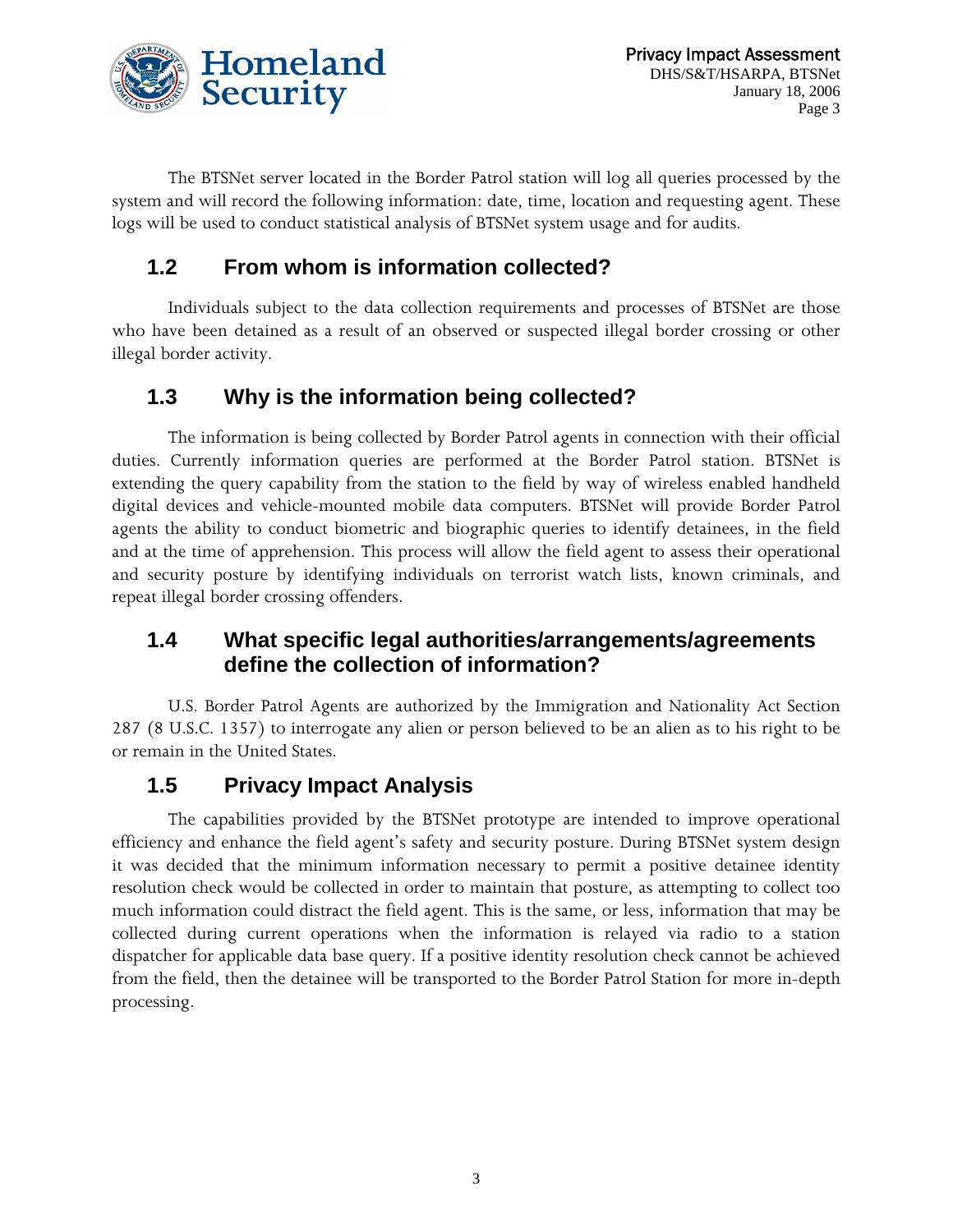The BTSNet server located in the Border Patrol station will log all queries processed by the system and will record the following information: date, time, location and requesting agent. These logs will be used to conduct statistical analysis of BTSNet system usage and for audits.

## 1.2 From whom is information collected?

Individuals subject to the data collection requirements and processes of BTSNet are those who have been detained as a result of an observed or suspected illegal border crossing or other illegal border activity.

## 1.3 Why is the information being collected?

The information is being collected by Border Patrol agents in connection with their official duties. Currently information queries are performed at the Border Patrol station. BTSNet is extending the query capability from the station to the field by way of wireless enabled handheld digital devices and vehicle-mounted mobile data computers. BTSNet will provide Border Patrol agents the ability to conduct biometric and biographic queries to identify detainees, in the field and at the time of apprehension. This process will allow the field agent to assess their operational and security posture by identifying individuals on terrorist watch lists, known criminals, and repeat illegal border crossing offenders.

## 1.4 What specific legal authorities/arrangements/agreements define the collection of information?

U.S. Border Patrol Agents are authorized by the Immigration and Nationality Act Section 287 (8 U.S.C. 1357) to interrogate any alien or person believed to be an alien as to his right to be or remain in the United States.

## 1.5 Privacy Impact Analysis

The capabilities provided by the BTSNet prototype are intended to improve operational efficiency and enhance the field agent's safety and security posture. During BTSNet system design it was decided that the minimum information necessary to permit a positive detainee identity resolution check would be collected in order to maintain that posture, as attempting to collect too much information could distract the field agent. This is the same, or less, information that may be collected during current operations when the information is relayed via radio to a station dispatcher for applicable data base query. If a positive identity resolution check cannot be achieved from the field, then the detainee will be transported to the Border Patrol Station for more in-depth processing.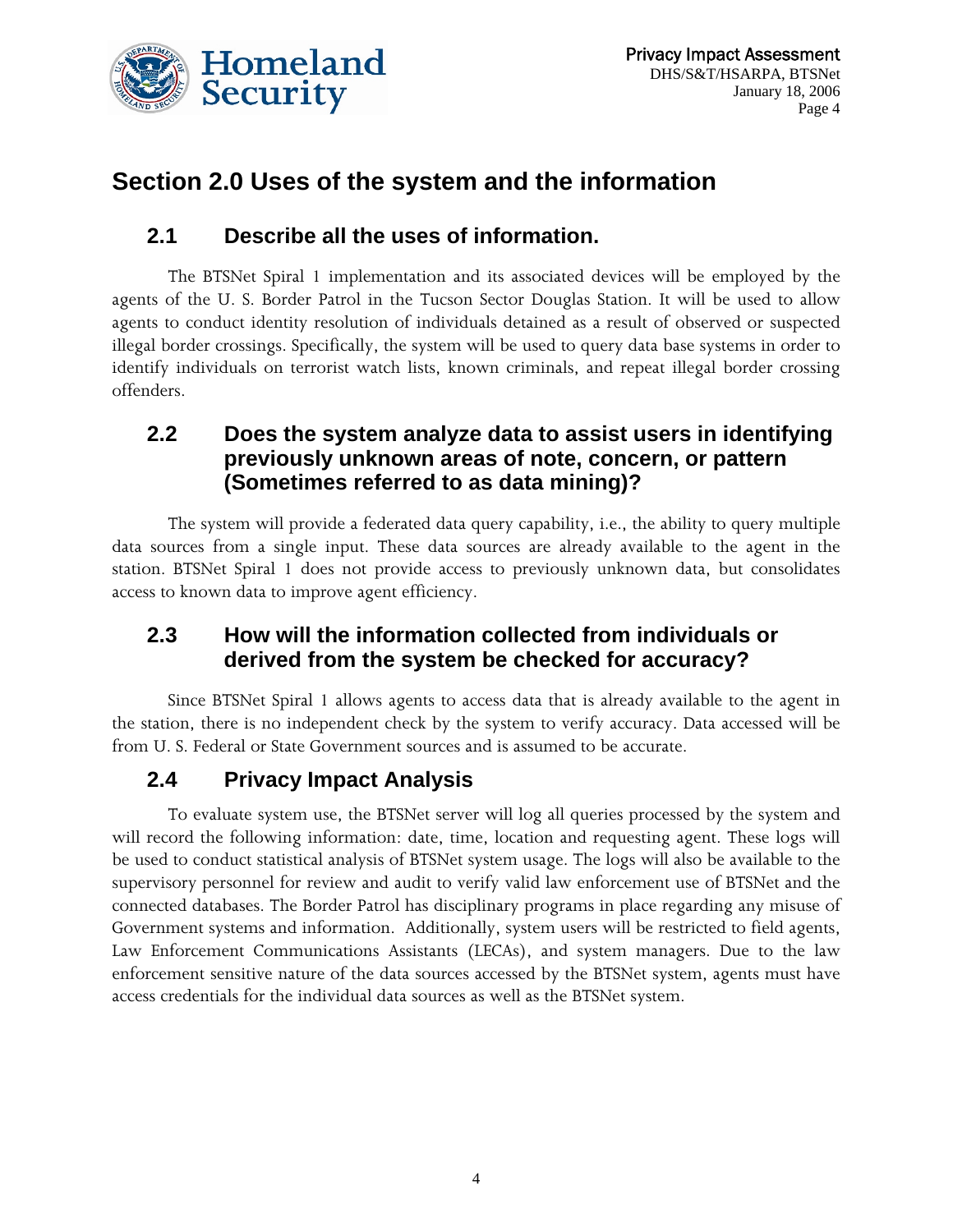# Section 2.0 Uses of the system and the information

## 2.1 Describe all the uses of information.

The BTSNet Spiral 1 implementation and its associated devices will be employed by the agents of the U. S. Border Patrol in the Tucson Sector Douglas Station. It will be used to allow agents to conduct identity resolution of individuals detained as a result of observed or suspected illegal border crossings. Specifically, the system will be used to query data base systems in order to identify individuals on terrorist watch lists, known criminals, and repeat illegal border crossing offenders.

## 2.2 Does the system analyze data to assist users in identifying previously unknown areas of note, concern, or pattern (Sometimes referred to as data mining)?

The system will provide a federated data query capability, i.e., the ability to query multiple data sources from a single input. These data sources are already available to the agent in the station. BTSNet Spiral 1 does not provide access to previously unknown data, but consolidates access to known data to improve agent efficiency.

## 2.3 How will the information collected from individuals or derived from the system be checked for accuracy?

Since BTSNet Spiral 1 allows agents to access data that is already available to the agent in the station, there is no independent check by the system to verify accuracy. Data accessed will be from U. S. Federal or State Government sources and is assumed to be accurate.

## 2.4 Privacy Impact Analysis

To evaluate system use, the BTSNet server will log all queries processed by the system and will record the following information: date, time, location and requesting agent. These logs will be used to conduct statistical analysis of BTSNet system usage. The logs will also be available to the supervisory personnel for review and audit to verify valid law enforcement use of BTSNet and the connected databases. The Border Patrol has disciplinary programs in place regarding any misuse of Government systems and information. Additionally, system users will be restricted to field agents, Law Enforcement Communications Assistants (LECAs), and system managers. Due to the law enforcement sensitive nature of the data sources accessed by the BTSNet system, agents must have access credentials for the individual data sources as well as the BTSNet system.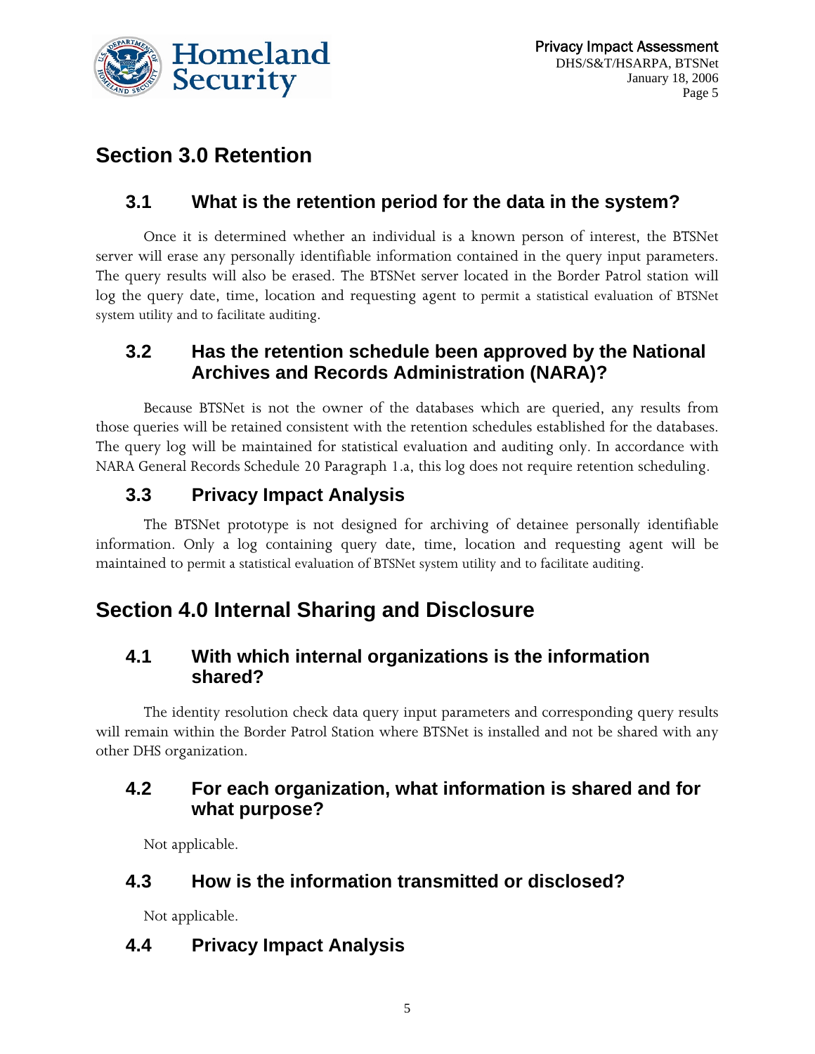## Section 3.0 Retention

### 3.1 What is the retention period for the data in the system?

Once it is determined whether an individual is a known person of interest, the BTSNet server will erase any personally identifiable information contained in the query input parameters. The query results will also be erased. The BTSNet server located in the Border Patrol station will log the query date, time, location and requesting agent to permit a statistical evaluation of BTSNet system utility and to facilitate auditing.

### 3.2 Has the retention schedule been approved by the National Archives and Records Administration (NARA)?

Because BTSNet is not the owner of the databases which are queried, any results from those queries will be retained consistent with the retention schedules established for the databases. The query log will be maintained for statistical evaluation and auditing only. In accordance with NARA General Records Schedule 20 Paragraph 1.a, this log does not require retention scheduling.

### 3.3 Privacy Impact Analysis

The BTSNet prototype is not designed for archiving of detainee personally identifiable information. Only a log containing query date, time, location and requesting agent will be maintained to permit a statistical evaluation of BTSNet system utility and to facilitate auditing.

## Section 4.0 Internal Sharing and Disclosure

### 4.1 With which internal organizations is the information shared?

The identity resolution check data query input parameters and corresponding query results will remain within the Border Patrol Station where BTSNet is installed and not be shared with any other DHS organization.

### 4.2 For each organization, what information is shared and for what purpose?

Not applicable.

### 4.3 How is the information transmitted or disclosed?

Not applicable.

### 4.4 Privacy Impact Analysis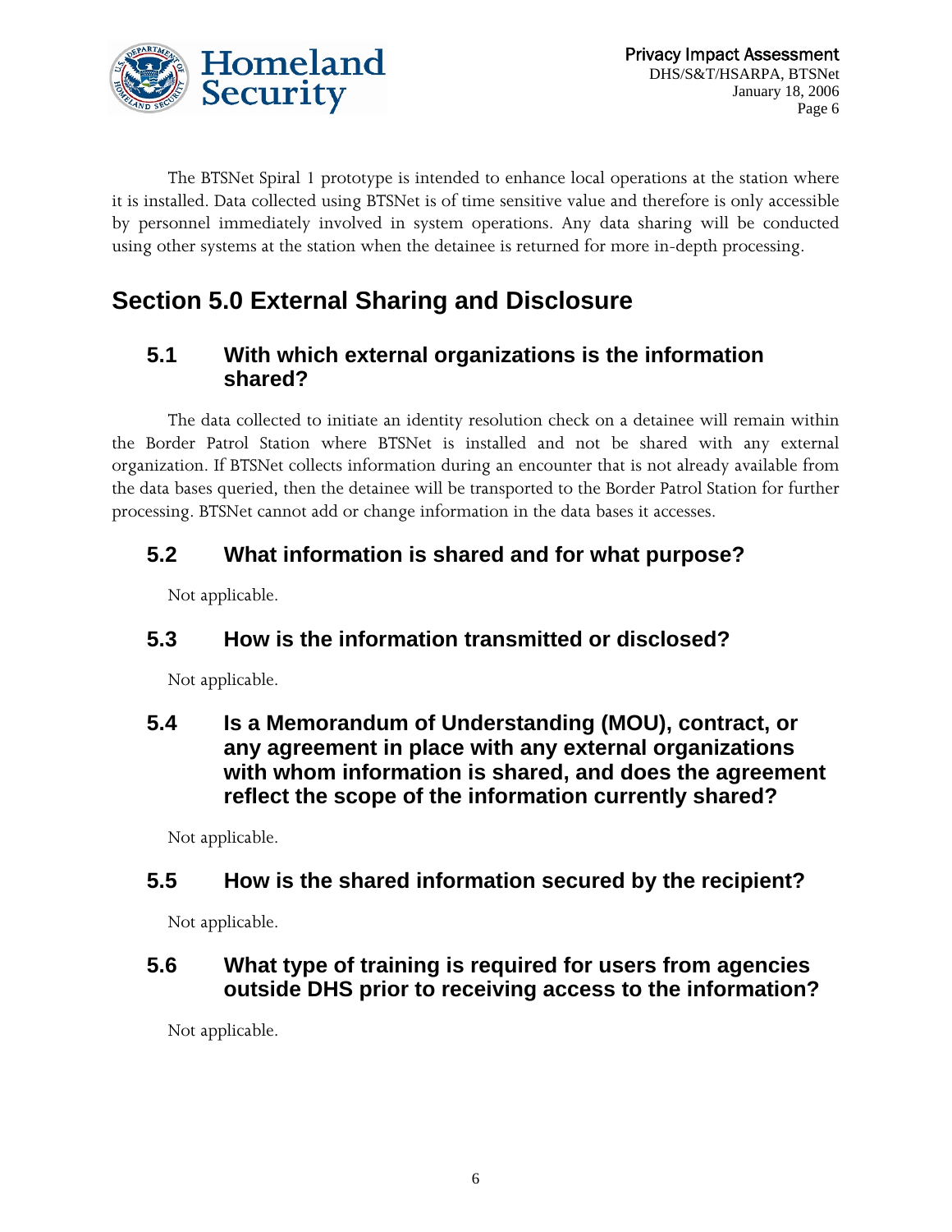The BTSNet Spiral 1 prototype is intended to enhance local operations at the station where it is installed. Data collected using BTSNet is of time sensitive value and therefore is only accessible by personnel immediately involved in system operations. Any data sharing will be conducted using other systems at the station when the detainee is returned for more in-depth processing.

# Section 5.0 External Sharing and Disclosure

## 5.1 With which external organizations is the information shared?

The data collected to initiate an identity resolution check on a detainee will remain within the Border Patrol Station where BTSNet is installed and not be shared with any external organization. If BTSNet collects information during an encounter that is not already available from the data bases queried, then the detainee will be transported to the Border Patrol Station for further processing. BTSNet cannot add or change information in the data bases it accesses.

## 5.2 What information is shared and for what purpose?

Not applicable.

## 5.3 How is the information transmitted or disclosed?

Not applicable.

## 5.4 Is a Memorandum of Understanding (MOU), contract, or any agreement in place with any external organizations with whom information is shared, and does the agreement reflect the scope of the information currently shared?

Not applicable.

## 5.5 How is the shared information secured by the recipient?

Not applicable.

## 5.6 What type of training is required for users from agencies outside DHS prior to receiving access to the information?

Not applicable.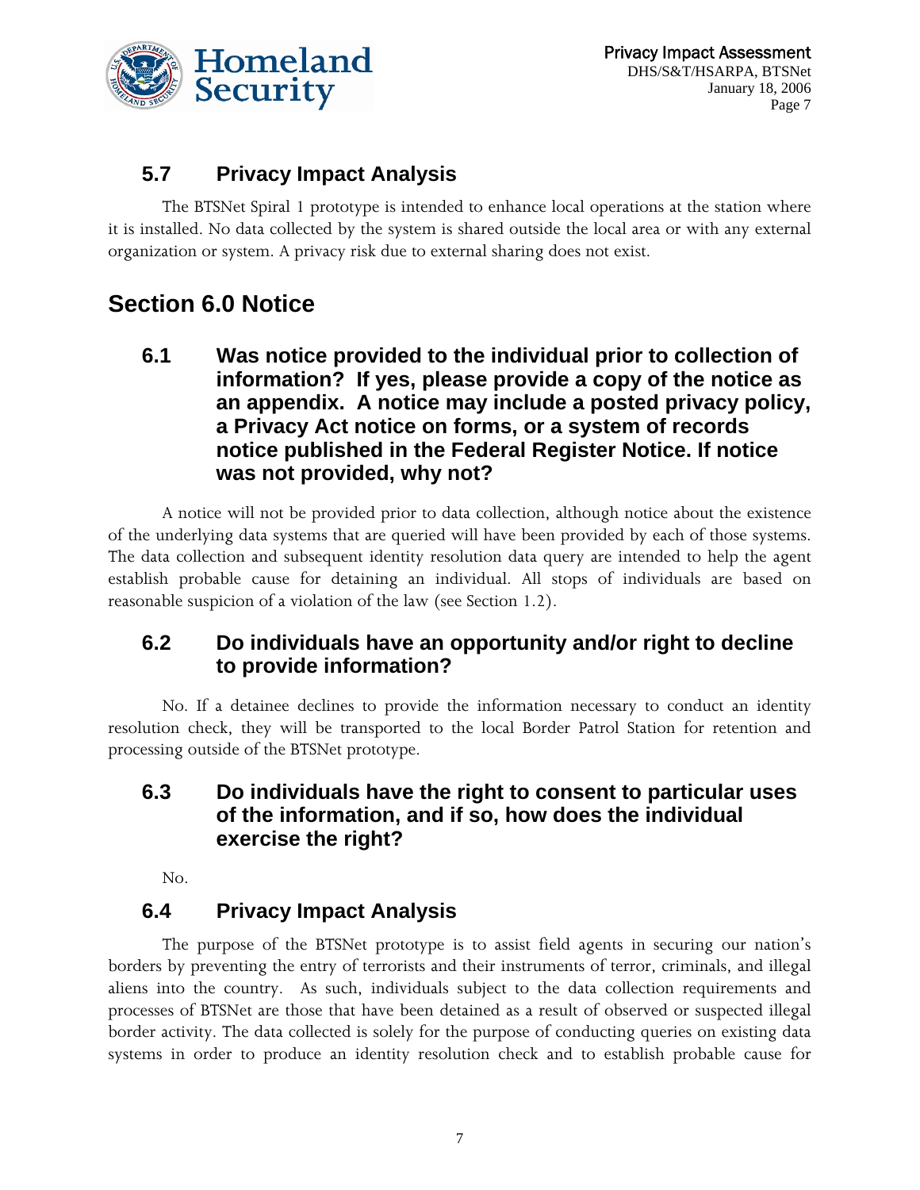### 5.7 Privacy Impact Analysis

The BTSNet Spiral 1 prototype is intended to enhance local operations at the station where it is installed. No data collected by the system is shared outside the local area or with any external organization or system. A privacy risk due to external sharing does not exist.

## Section 6.0 Notice

### 6.1 Was notice provided to the individual prior to collection of information? If yes, please provide a copy of the notice as an appendix. A notice may include a posted privacy policy, a Privacy Act notice on forms, or a system of records notice published in the Federal Register Notice. If notice was not provided, why not?

A notice will not be provided prior to data collection, although notice about the existence of the underlying data systems that are queried will have been provided by each of those systems. The data collection and subsequent identity resolution data query are intended to help the agent establish probable cause for detaining an individual. All stops of individuals are based on reasonable suspicion of a violation of the law (see Section 1.2).

### 6.2 Do individuals have an opportunity and/or right to decline to provide information?

No. If a detainee declines to provide the information necessary to conduct an identity resolution check, they will be transported to the local Border Patrol Station for retention and processing outside of the BTSNet prototype.

### 6.3 Do individuals have the right to consent to particular uses of the information, and if so, how does the individual exercise the right?

No.

### 6.4 Privacy Impact Analysis

The purpose of the BTSNet prototype is to assist field agents in securing our nation's borders by preventing the entry of terrorists and their instruments of terror, criminals, and illegal aliens into the country. As such, individuals subject to the data collection requirements and processes of BTSNet are those that have been detained as a result of observed or suspected illegal border activity. The data collected is solely for the purpose of conducting queries on existing data systems in order to produce an identity resolution check and to establish probable cause for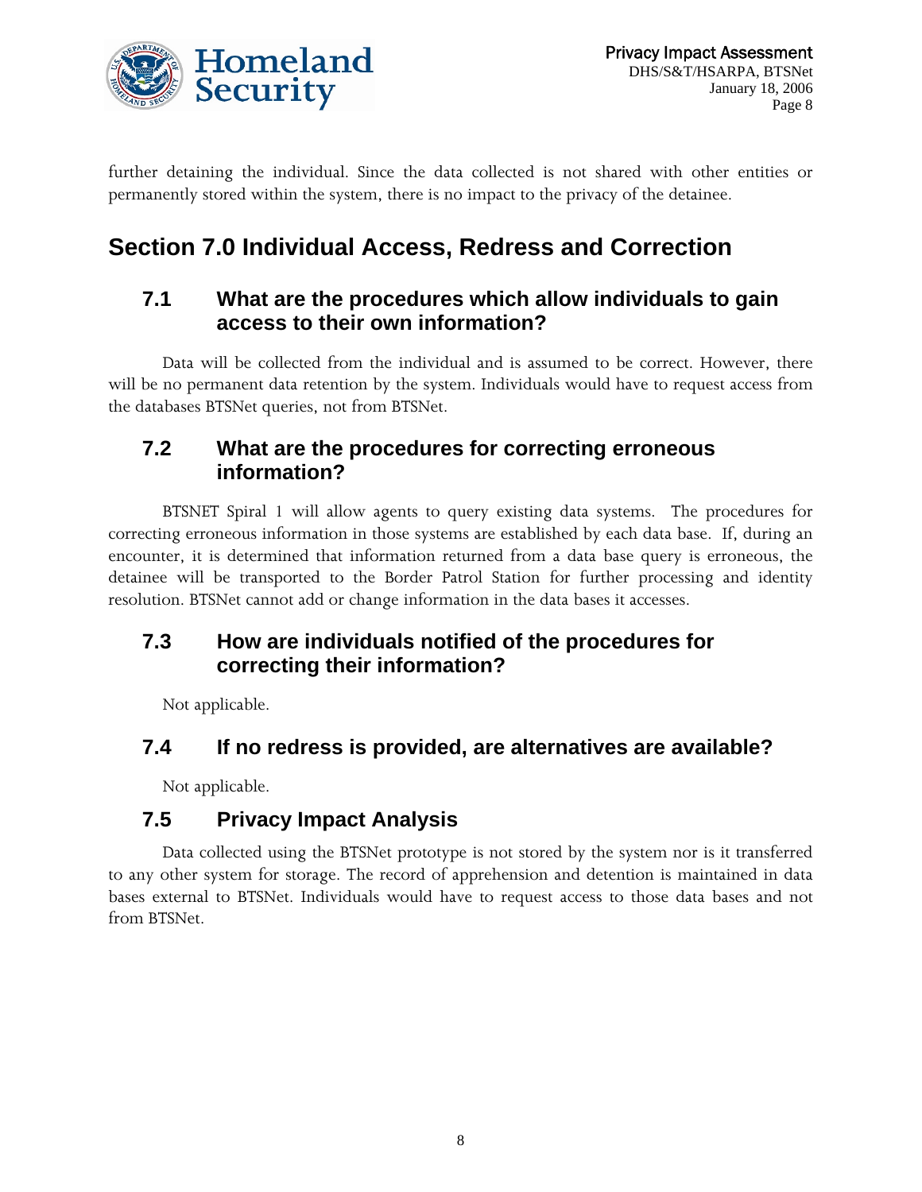further detaining the individual. Since the data collected is not shared with other entities or permanently stored within the system, there is no impact to the privacy of the detainee.

# Section 7.0 Individual Access, Redress and Correction

## 7.1 What are the procedures which allow individuals to gain access to their own information?

Data will be collected from the individual and is assumed to be correct. However, there will be no permanent data retention by the system. Individuals would have to request access from the databases BTSNet queries, not from BTSNet.

## 7.2 What are the procedures for correcting erroneous information?

BTSNET Spiral 1 will allow agents to query existing data systems. The procedures for correcting erroneous information in those systems are established by each data base. If, during an encounter, it is determined that information returned from a data base query is erroneous, the detainee will be transported to the Border Patrol Station for further processing and identity resolution. BTSNet cannot add or change information in the data bases it accesses.

## 7.3 How are individuals notified of the procedures for correcting their information?

Not applicable.

## 7.4 If no redress is provided, are alternatives are available?

Not applicable.

## 7.5 Privacy Impact Analysis

Data collected using the BTSNet prototype is not stored by the system nor is it transferred to any other system for storage. The record of apprehension and detention is maintained in data bases external to BTSNet. Individuals would have to request access to those data bases and not from BTSNet.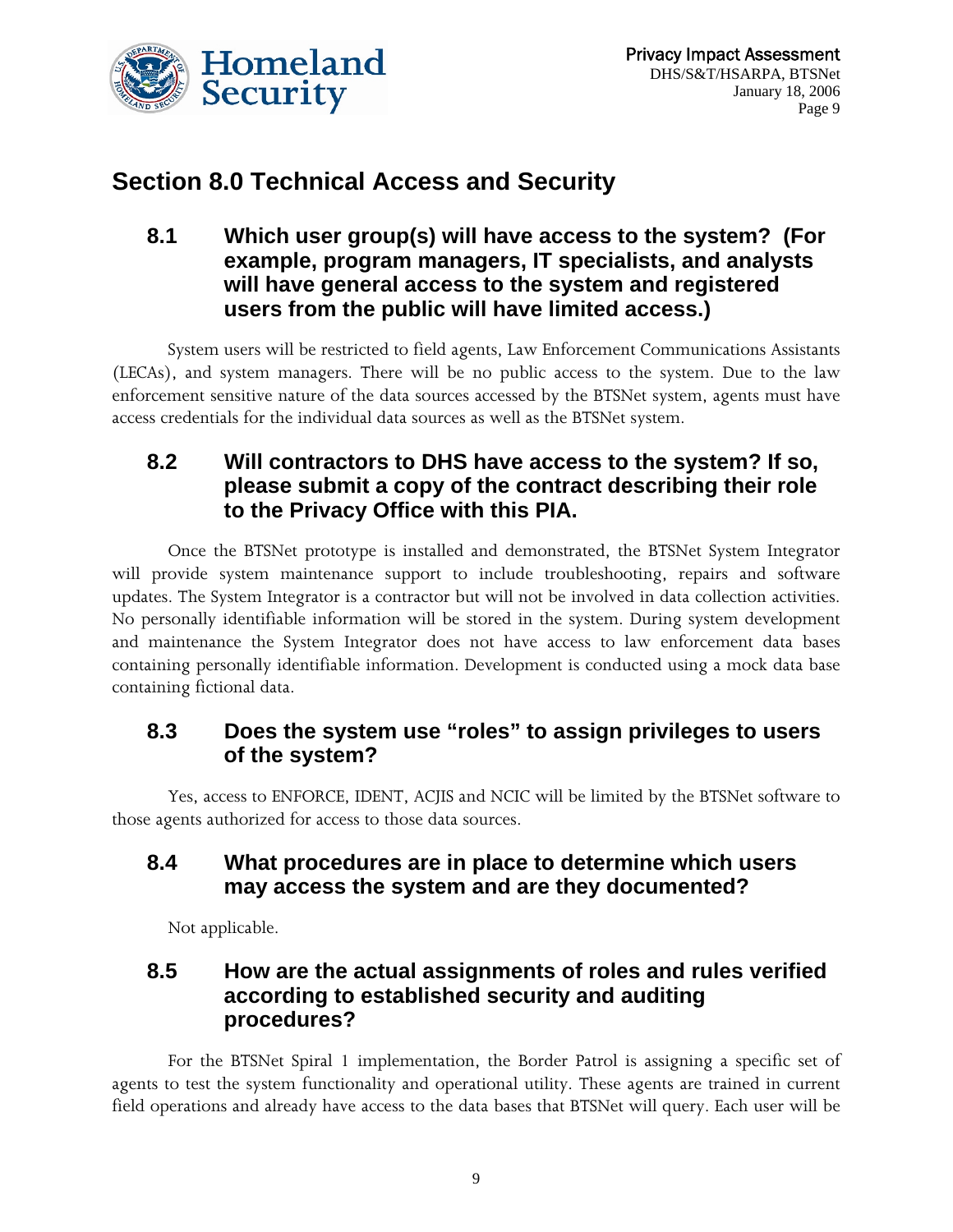## Section 8.0 Technical Access and Security

### 8.1 Which user group(s) will have access to the system? (For example, program managers, IT specialists, and analysts will have general access to the system and registered users from the public will have limited access.)

System users will be restricted to field agents, Law Enforcement Communications Assistants (LECAs), and system managers. There will be no public access to the system. Due to the law enforcement sensitive nature of the data sources accessed by the BTSNet system, agents must have access credentials for the individual data sources as well as the BTSNet system.

### 8.2 Will contractors to DHS have access to the system? If so, please submit a copy of the contract describing their role to the Privacy Office with this PIA.

Once the BTSNet prototype is installed and demonstrated, the BTSNet System Integrator will provide system maintenance support to include troubleshooting, repairs and software updates. The System Integrator is a contractor but will not be involved in data collection activities. No personally identifiable information will be stored in the system. During system development and maintenance the System Integrator does not have access to law enforcement data bases containing personally identifiable information. Development is conducted using a mock data base containing fictional data.

### 8.3 Does the system use "roles" to assign privileges to users of the system?

Yes, access to ENFORCE, IDENT, ACJIS and NCIC will be limited by the BTSNet software to those agents authorized for access to those data sources.

### 8.4 What procedures are in place to determine which users may access the system and are they documented?

Not applicable.

### 8.5 How are the actual assignments of roles and rules verified according to established security and auditing procedures?

For the BTSNet Spiral 1 implementation, the Border Patrol is assigning a specific set of agents to test the system functionality and operational utility. These agents are trained in current field operations and already have access to the data bases that BTSNet will query. Each user will be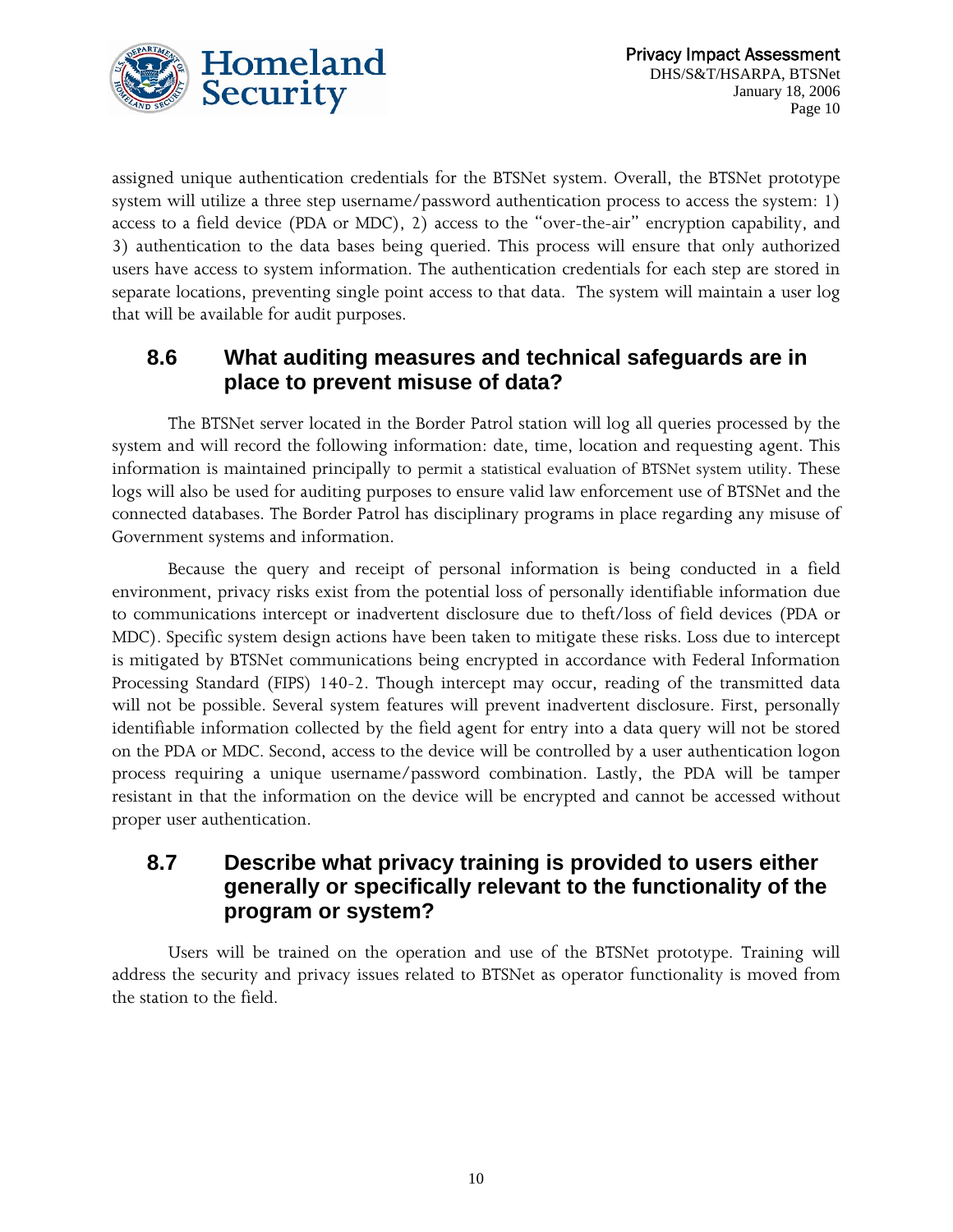assigned unique authentication credentials for the BTSNet system. Overall, the BTSNet prototype system will utilize a three step username/password authentication process to access the system: 1) access to a field device (PDA or MDC), 2) access to the "over-the-air" encryption capability, and 3) authentication to the data bases being queried. This process will ensure that only authorized users have access to system information. The authentication credentials for each step are stored in separate locations, preventing single point access to that data. The system will maintain a user log that will be available for audit purposes.

## 8.6 What auditing measures and technical safeguards are in place to prevent misuse of data?

The BTSNet server located in the Border Patrol station will log all queries processed by the system and will record the following information: date, time, location and requesting agent. This information is maintained principally to permit a statistical evaluation of BTSNet system utility. These logs will also be used for auditing purposes to ensure valid law enforcement use of BTSNet and the connected databases. The Border Patrol has disciplinary programs in place regarding any misuse of Government systems and information.

Because the query and receipt of personal information is being conducted in a field environment, privacy risks exist from the potential loss of personally identifiable information due to communications intercept or inadvertent disclosure due to theft/loss of field devices (PDA or MDC). Specific system design actions have been taken to mitigate these risks. Loss due to intercept is mitigated by BTSNet communications being encrypted in accordance with Federal Information Processing Standard (FIPS) 140-2. Though intercept may occur, reading of the transmitted data will not be possible. Several system features will prevent inadvertent disclosure. First, personally identifiable information collected by the field agent for entry into a data query will not be stored on the PDA or MDC. Second, access to the device will be controlled by a user authentication logon process requiring a unique username/password combination. Lastly, the PDA will be tamper resistant in that the information on the device will be encrypted and cannot be accessed without proper user authentication.

## 8.7 Describe what privacy training is provided to users either generally or specifically relevant to the functionality of the program or system?

Users will be trained on the operation and use of the BTSNet prototype. Training will address the security and privacy issues related to BTSNet as operator functionality is moved from the station to the field.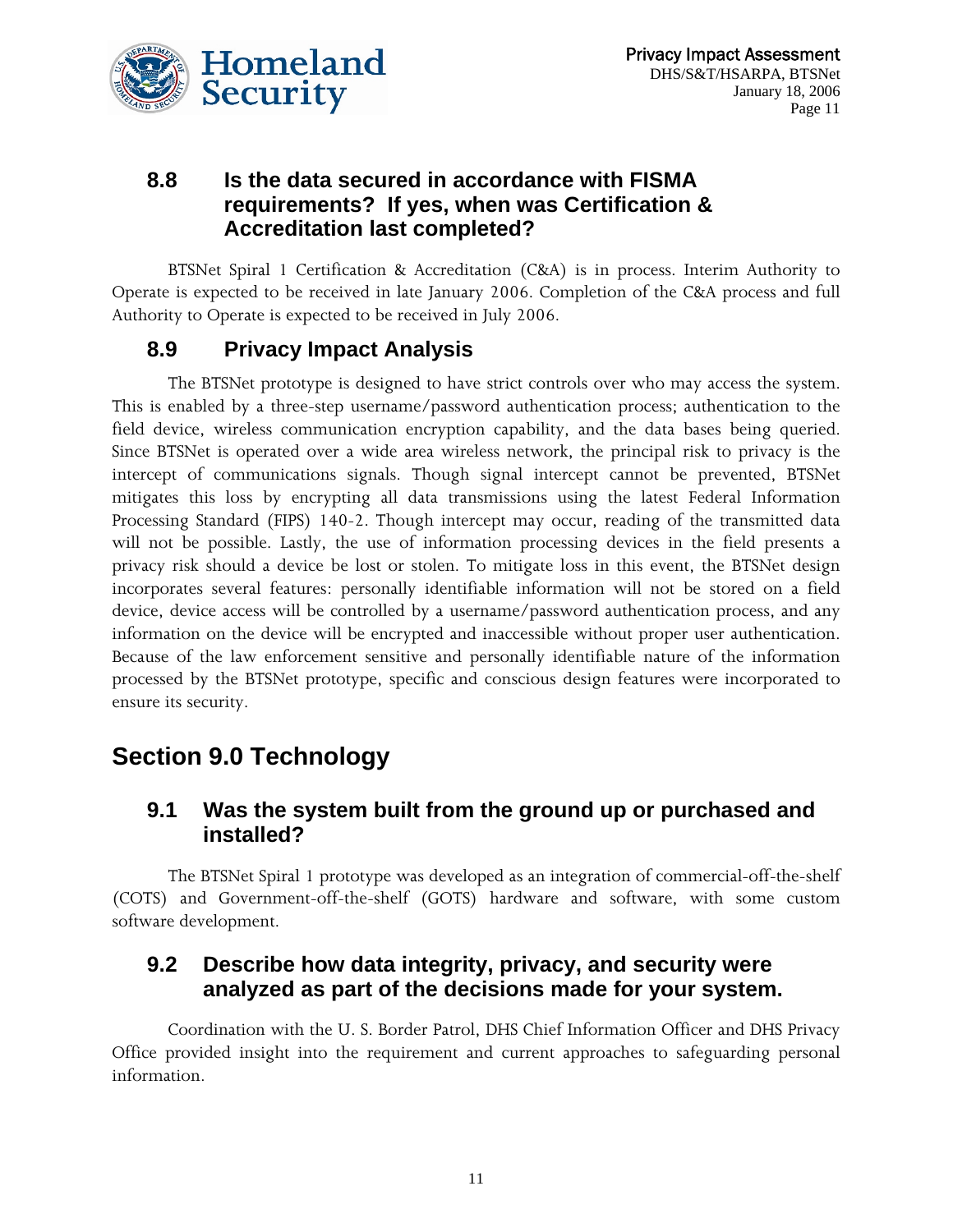### 8.8 Is the data secured in accordance with FISMA requirements? If yes, when was Certification & Accreditation last completed?

BTSNet Spiral 1 Certification & Accreditation (C&A) is in process. Interim Authority to Operate is expected to be received in late January 2006. Completion of the C&A process and full Authority to Operate is expected to be received in July 2006.

### 8.9 Privacy Impact Analysis

The BTSNet prototype is designed to have strict controls over who may access the system. This is enabled by a three-step username/password authentication process; authentication to the field device, wireless communication encryption capability, and the data bases being queried. Since BTSNet is operated over a wide area wireless network, the principal risk to privacy is the intercept of communications signals. Though signal intercept cannot be prevented, BTSNet mitigates this loss by encrypting all data transmissions using the latest Federal Information Processing Standard (FIPS) 140-2. Though intercept may occur, reading of the transmitted data will not be possible. Lastly, the use of information processing devices in the field presents a privacy risk should a device be lost or stolen. To mitigate loss in this event, the BTSNet design incorporates several features: personally identifiable information will not be stored on a field device, device access will be controlled by a username/password authentication process, and any information on the device will be encrypted and inaccessible without proper user authentication. Because of the law enforcement sensitive and personally identifiable nature of the information processed by the BTSNet prototype, specific and conscious design features were incorporated to ensure its security.

## Section 9.0 Technology

### 9.1 Was the system built from the ground up or purchased and installed?

The BTSNet Spiral 1 prototype was developed as an integration of commercial-off-the-shelf (COTS) and Government-off-the-shelf (GOTS) hardware and software, with some custom software development.

### 9.2 Describe how data integrity, privacy, and security were analyzed as part of the decisions made for your system.

Coordination with the U. S. Border Patrol, DHS Chief Information Officer and DHS Privacy Office provided insight into the requirement and current approaches to safeguarding personal information.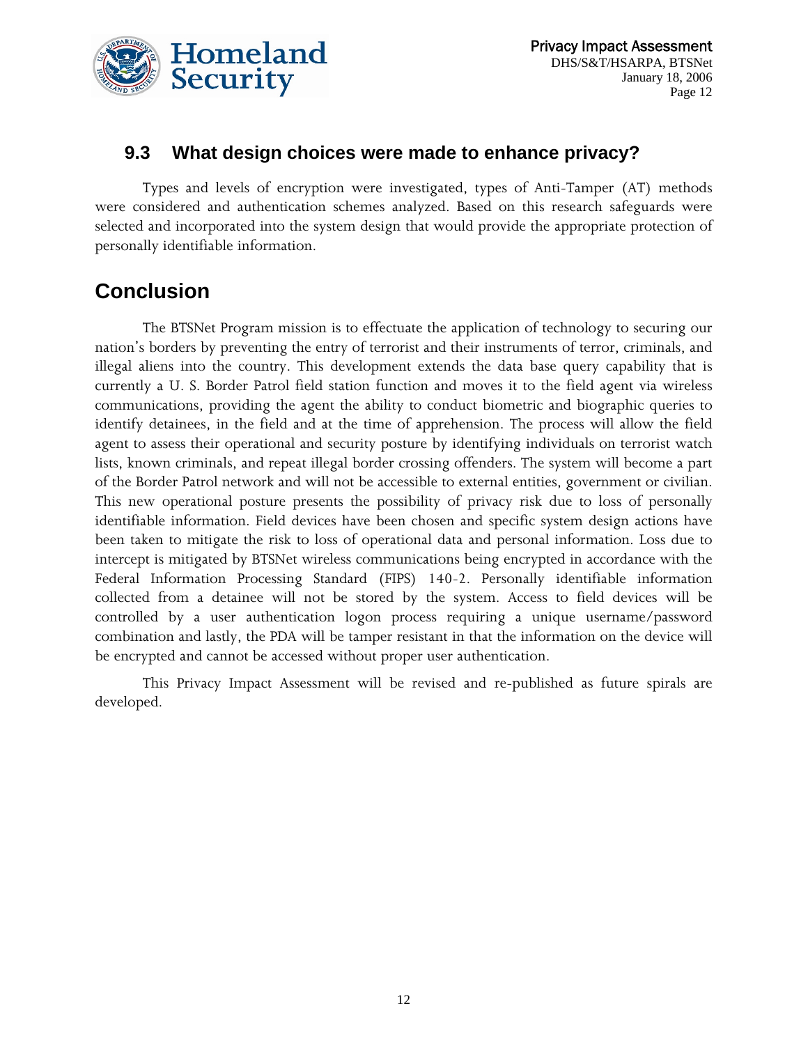## 9.3 What design choices were made to enhance privacy?

Types and levels of encryption were investigated, types of Anti-Tamper (AT) methods were considered and authentication schemes analyzed. Based on this research safeguards were selected and incorporated into the system design that would provide the appropriate protection of personally identifiable information.

# Conclusion

The BTSNet Program mission is to effectuate the application of technology to securing our nation's borders by preventing the entry of terrorist and their instruments of terror, criminals, and illegal aliens into the country. This development extends the data base query capability that is currently a U. S. Border Patrol field station function and moves it to the field agent via wireless communications, providing the agent the ability to conduct biometric and biographic queries to identify detainees, in the field and at the time of apprehension. The process will allow the field agent to assess their operational and security posture by identifying individuals on terrorist watch lists, known criminals, and repeat illegal border crossing offenders. The system will become a part of the Border Patrol network and will not be accessible to external entities, government or civilian. This new operational posture presents the possibility of privacy risk due to loss of personally identifiable information. Field devices have been chosen and specific system design actions have been taken to mitigate the risk to loss of operational data and personal information. Loss due to intercept is mitigated by BTSNet wireless communications being encrypted in accordance with the Federal Information Processing Standard (FIPS) 140-2. Personally identifiable information collected from a detainee will not be stored by the system. Access to field devices will be controlled by a user authentication logon process requiring a unique username/password combination and lastly, the PDA will be tamper resistant in that the information on the device will be encrypted and cannot be accessed without proper user authentication.

This Privacy Impact Assessment will be revised and re-published as future spirals are developed.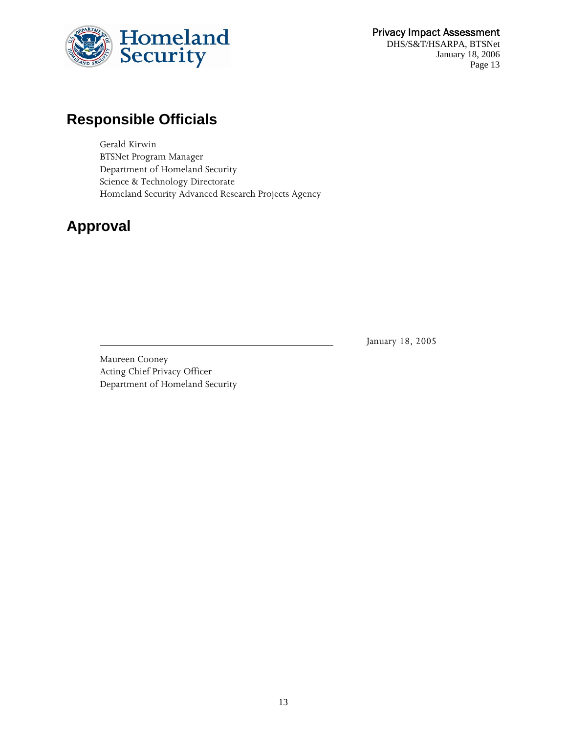## Responsible Officials

Gerald Kirwin
BTSNet Program Manager
Department of Homeland Security
Science & Technology Directorate
Homeland Security Advanced Research Projects Agency

## Approval

January 18, 2005

Maureen Cooney
Acting Chief Privacy Officer
Department of Homeland Security